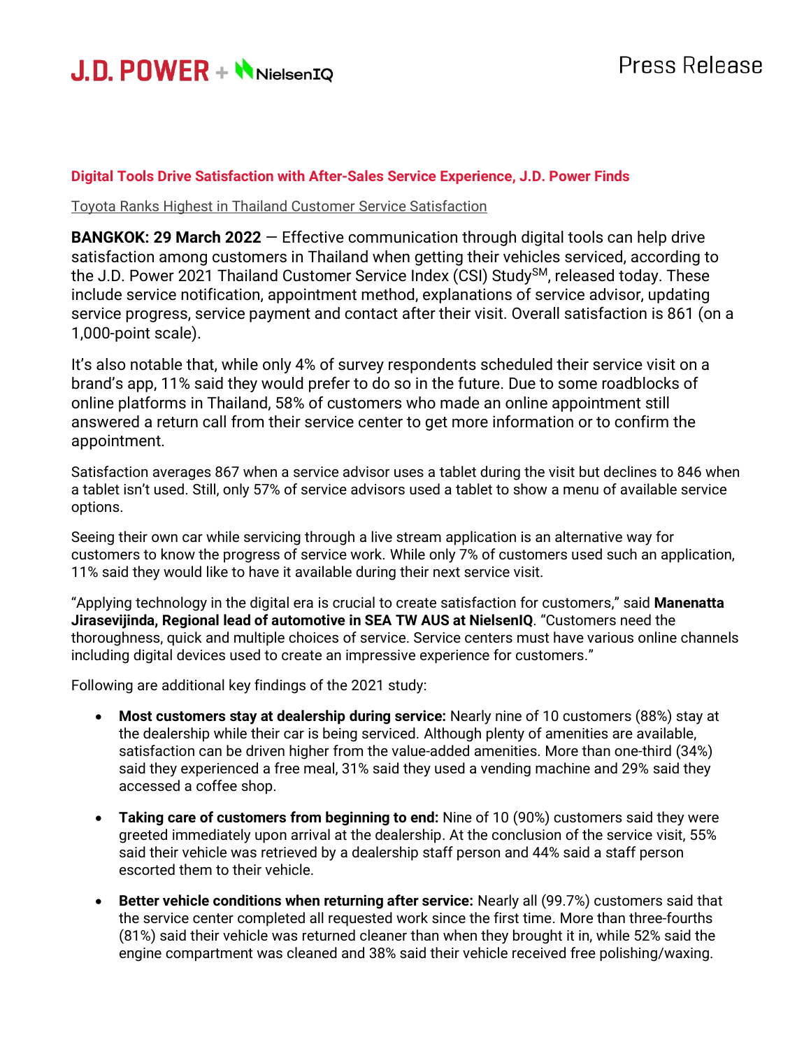J.D. POWER + NielsenIQ

Press Release

**Digital Tools Drive Satisfaction with After-Sales Service Experience, J.D. Power Finds**

Toyota Ranks Highest in Thailand Customer Service Satisfaction

**BANGKOK: 29 March 2022** — Effective communication through digital tools can help drive satisfaction among customers in Thailand when getting their vehicles serviced, according to the J.D. Power 2021 Thailand Customer Service Index (CSI) Study℠, released today. These include service notification, appointment method, explanations of service advisor, updating service progress, service payment and contact after their visit. Overall satisfaction is 861 (on a 1,000-point scale).

It's also notable that, while only 4% of survey respondents scheduled their service visit on a brand's app, 11% said they would prefer to do so in the future. Due to some roadblocks of online platforms in Thailand, 58% of customers who made an online appointment still answered a return call from their service center to get more information or to confirm the appointment.

Satisfaction averages 867 when a service advisor uses a tablet during the visit but declines to 846 when a tablet isn't used. Still, only 57% of service advisors used a tablet to show a menu of available service options.

Seeing their own car while servicing through a live stream application is an alternative way for customers to know the progress of service work. While only 7% of customers used such an application, 11% said they would like to have it available during their next service visit.

"Applying technology in the digital era is crucial to create satisfaction for customers," said **Manenatta Jirasevijinda, Regional lead of automotive in SEA TW AUS at NielsenIQ**. "Customers need the thoroughness, quick and multiple choices of service. Service centers must have various online channels including digital devices used to create an impressive experience for customers."

Following are additional key findings of the 2021 study:

- **Most customers stay at dealership during service:** Nearly nine of 10 customers (88%) stay at the dealership while their car is being serviced. Although plenty of amenities are available, satisfaction can be driven higher from the value-added amenities. More than one-third (34%) said they experienced a free meal, 31% said they used a vending machine and 29% said they accessed a coffee shop.
- **Taking care of customers from beginning to end:** Nine of 10 (90%) customers said they were greeted immediately upon arrival at the dealership. At the conclusion of the service visit, 55% said their vehicle was retrieved by a dealership staff person and 44% said a staff person escorted them to their vehicle.
- **Better vehicle conditions when returning after service:** Nearly all (99.7%) customers said that the service center completed all requested work since the first time. More than three-fourths (81%) said their vehicle was returned cleaner than when they brought it in, while 52% said the engine compartment was cleaned and 38% said their vehicle received free polishing/waxing.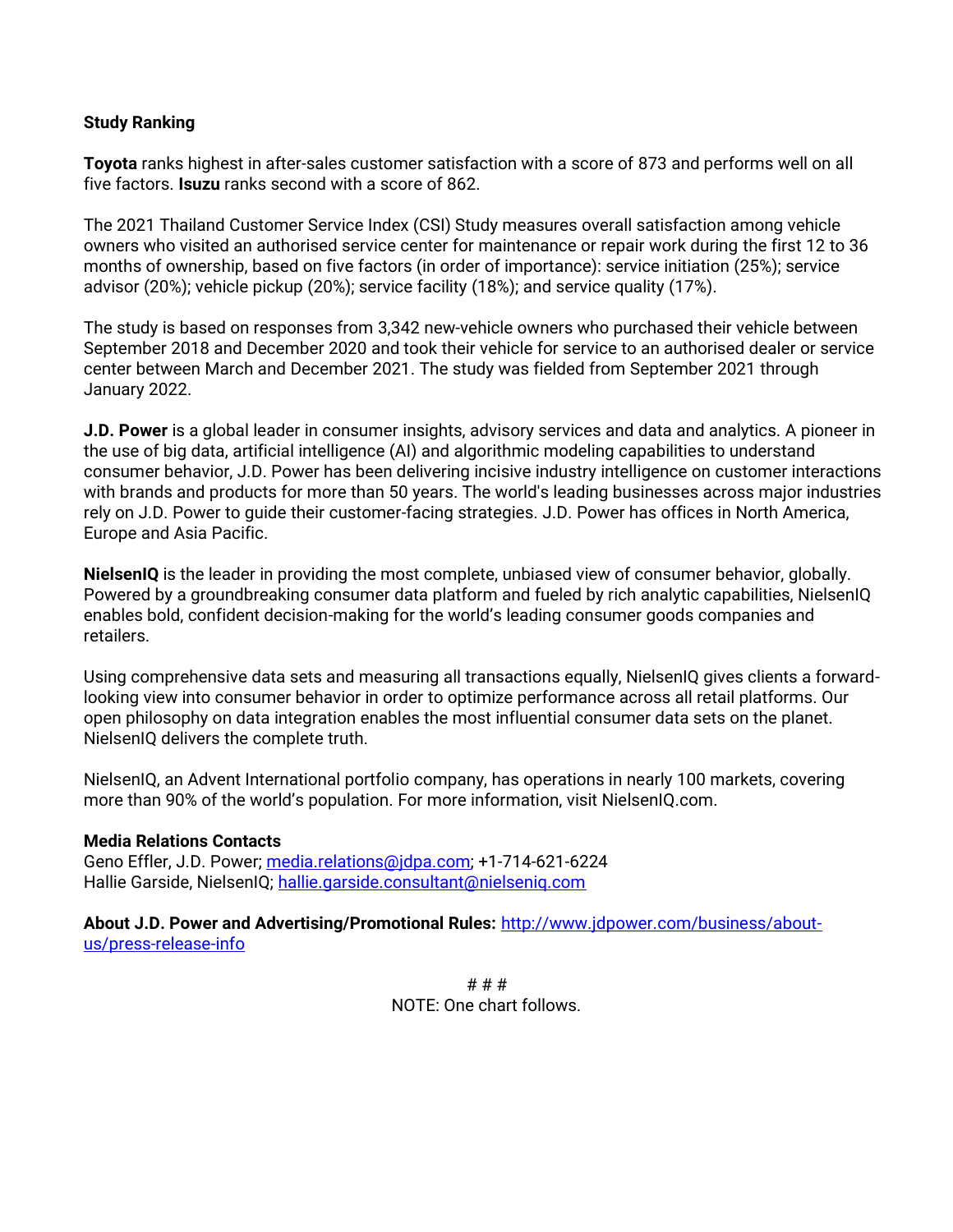**Study Ranking**

**Toyota** ranks highest in after-sales customer satisfaction with a score of 873 and performs well on all five factors. **Isuzu** ranks second with a score of 862.

The 2021 Thailand Customer Service Index (CSI) Study measures overall satisfaction among vehicle owners who visited an authorised service center for maintenance or repair work during the first 12 to 36 months of ownership, based on five factors (in order of importance): service initiation (25%); service advisor (20%); vehicle pickup (20%); service facility (18%); and service quality (17%).

The study is based on responses from 3,342 new-vehicle owners who purchased their vehicle between September 2018 and December 2020 and took their vehicle for service to an authorised dealer or service center between March and December 2021. The study was fielded from September 2021 through January 2022.

**J.D. Power** is a global leader in consumer insights, advisory services and data and analytics. A pioneer in the use of big data, artificial intelligence (AI) and algorithmic modeling capabilities to understand consumer behavior, J.D. Power has been delivering incisive industry intelligence on customer interactions with brands and products for more than 50 years. The world's leading businesses across major industries rely on J.D. Power to guide their customer-facing strategies. J.D. Power has offices in North America, Europe and Asia Pacific.

**NielsenIQ** is the leader in providing the most complete, unbiased view of consumer behavior, globally. Powered by a groundbreaking consumer data platform and fueled by rich analytic capabilities, NielsenIQ enables bold, confident decision-making for the world's leading consumer goods companies and retailers.

Using comprehensive data sets and measuring all transactions equally, NielsenIQ gives clients a forward-looking view into consumer behavior in order to optimize performance across all retail platforms. Our open philosophy on data integration enables the most influential consumer data sets on the planet. NielsenIQ delivers the complete truth.

NielsenIQ, an Advent International portfolio company, has operations in nearly 100 markets, covering more than 90% of the world's population. For more information, visit NielsenIQ.com.

**Media Relations Contacts**
Geno Effler, J.D. Power; media.relations@jdpa.com; +1-714-621-6224
Hallie Garside, NielsenIQ; hallie.garside.consultant@nielseniq.com

**About J.D. Power and Advertising/Promotional Rules:** http://www.jdpower.com/business/about-us/press-release-info

# # #

NOTE: One chart follows.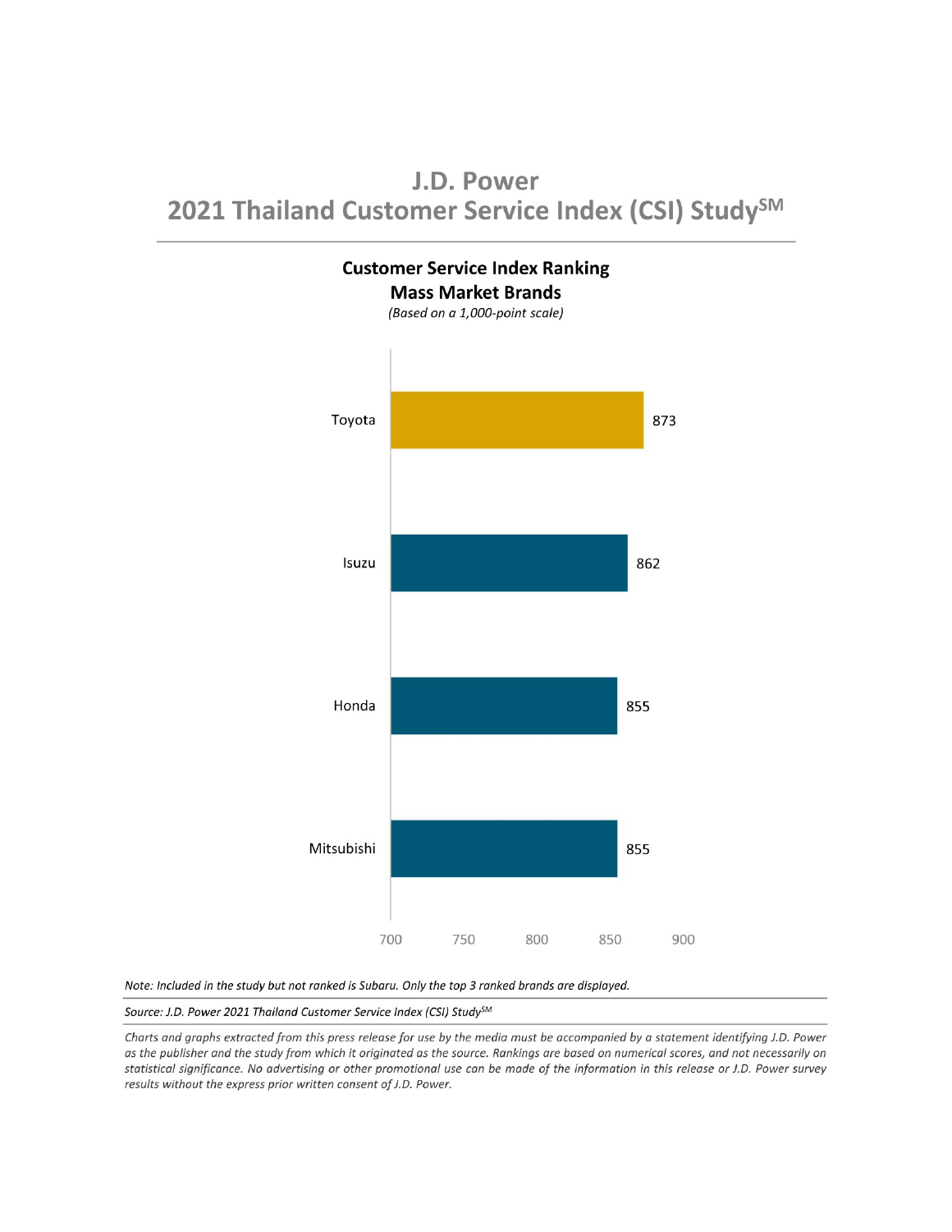# J.D. Power
# 2021 Thailand Customer Service Index (CSI) Study℠

## Customer Service Index Ranking
## Mass Market Brands

*(Based on a 1,000-point scale)*

Toyota
873

Isuzu
862

Honda
855

Mitsubishi
855

700
750
800
850
900

*Note: Included in the study but not ranked is Subaru. Only the top 3 ranked brands are displayed.*

*Source: J.D. Power 2021 Thailand Customer Service Index (CSI) Study℠*

*Charts and graphs extracted from this press release for use by the media must be accompanied by a statement identifying J.D. Power as the publisher and the study from which it originated as the source. Rankings are based on numerical scores, and not necessarily on statistical significance. No advertising or other promotional use can be made of the information in this release or J.D. Power survey results without the express prior written consent of J.D. Power.*